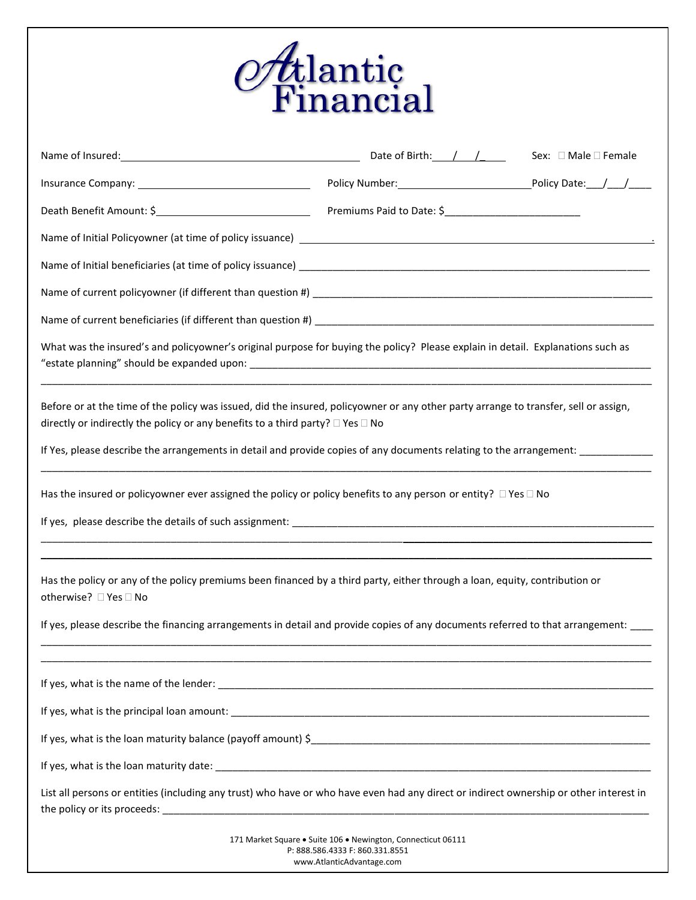# Atlantic Financial

Name of Insured:\_\_\_\_\_\_\_\_\_\_\_\_\_\_\_\_\_\_\_\_\_\_\_\_\_\_\_\_\_\_\_\_\_\_\_\_\_\_\_\_ Date of Birth:\_\_\_/\_\_\_/\_\_\_\_ Sex: ☐ Male ☐ Female

Insurance Company: \_\_\_\_\_\_\_\_\_\_\_\_\_\_\_\_\_\_\_\_\_\_\_\_\_\_\_\_\_\_ Policy Number:\_\_\_\_\_\_\_\_\_\_\_\_\_\_\_\_\_\_\_\_\_\_\_\_Policy Date:\_\_\_/\_\_\_/\_\_\_\_

Death Benefit Amount: $\_\_\_\_\_\_\_\_\_\_\_\_\_\_\_\_\_\_\_\_\_\_\_\_\_\_\_\_ Premiums Paid to Date: $\_\_\_\_\_\_\_\_\_\_\_\_\_\_\_\_\_\_\_\_\_\_\_\_

Name of Initial Policyowner (at time of policy issuance) \_\_\_\_\_\_\_\_\_\_\_\_\_\_\_\_\_\_\_\_\_\_\_\_\_\_\_\_\_\_\_\_\_\_\_\_\_\_\_\_\_\_\_\_\_\_\_\_\_\_\_\_\_\_\_\_\_\_\_\_.

Name of Initial beneficiaries (at time of policy issuance) \_\_\_\_\_\_\_\_\_\_\_\_\_\_\_\_\_\_\_\_\_\_\_\_\_\_\_\_\_\_\_\_\_\_\_\_\_\_\_\_\_\_\_\_\_\_\_\_\_\_\_\_\_\_\_\_\_\_\_\_

Name of current policyowner (if different than question #) \_\_\_\_\_\_\_\_\_\_\_\_\_\_\_\_\_\_\_\_\_\_\_\_\_\_\_\_\_\_\_\_\_\_\_\_\_\_\_\_\_\_\_\_\_\_\_\_\_\_\_\_\_\_\_\_\_\_\_\_

Name of current beneficiaries (if different than question #) \_\_\_\_\_\_\_\_\_\_\_\_\_\_\_\_\_\_\_\_\_\_\_\_\_\_\_\_\_\_\_\_\_\_\_\_\_\_\_\_\_\_\_\_\_\_\_\_\_\_\_\_\_\_\_\_\_\_\_\_

What was the insured's and policyowner's original purpose for buying the policy? Please explain in detail. Explanations such as "estate planning" should be expanded upon: \_\_\_\_\_\_\_\_\_\_\_\_\_\_\_\_\_\_\_\_\_\_\_\_\_\_\_\_\_\_\_\_\_\_\_\_\_\_\_\_\_\_\_\_\_\_\_\_\_\_\_\_\_\_\_\_\_\_\_\_\_\_\_\_\_\_\_\_\_\_\_\_

\_\_\_\_\_\_\_\_\_\_\_\_\_\_\_\_\_\_\_\_\_\_\_\_\_\_\_\_\_\_\_\_\_\_\_\_\_\_\_\_\_\_\_\_\_\_\_\_\_\_\_\_\_\_\_\_\_\_\_\_\_\_\_\_\_\_\_\_\_\_\_\_\_\_\_\_\_\_\_\_\_\_\_\_\_\_\_\_\_\_\_\_\_\_\_\_\_\_\_\_\_\_\_\_\_\_\_\_

Before or at the time of the policy was issued, did the insured, policyowner or any other party arrange to transfer, sell or assign, directly or indirectly the policy or any benefits to a third party? ☐ Yes ☐ No

If Yes, please describe the arrangements in detail and provide copies of any documents relating to the arrangement: \_\_\_\_\_\_\_\_\_\_\_\_\_

\_\_\_\_\_\_\_\_\_\_\_\_\_\_\_\_\_\_\_\_\_\_\_\_\_\_\_\_\_\_\_\_\_\_\_\_\_\_\_\_\_\_\_\_\_\_\_\_\_\_\_\_\_\_\_\_\_\_\_\_\_\_\_\_\_\_\_\_\_\_\_\_\_\_\_\_\_\_\_\_\_\_\_\_\_\_\_\_\_\_\_\_\_\_\_\_\_\_\_\_\_\_\_\_\_\_\_\_

Has the insured or policyowner ever assigned the policy or policy benefits to any person or entity? ☐ Yes ☐ No

If yes, please describe the details of such assignment: \_\_\_\_\_\_\_\_\_\_\_\_\_\_\_\_\_\_\_\_\_\_\_\_\_\_\_\_\_\_\_\_\_\_\_\_\_\_\_\_\_\_\_\_\_\_\_\_\_\_\_\_\_\_\_\_\_\_\_\_\_\_

\_\_\_\_\_\_\_\_\_\_\_\_\_\_\_\_\_\_\_\_\_\_\_\_\_\_\_\_\_\_\_\_\_\_\_\_\_\_\_\_\_\_\_\_\_\_\_\_\_\_\_\_\_\_\_\_\_\_\_\_\_\_\_\_\_\_\_\_\_\_\_\_\_\_\_\_\_\_\_\_\_\_\_\_\_\_\_\_\_\_\_\_\_\_\_\_\_\_\_\_\_\_\_\_\_\_\_\_

\_\_\_\_\_\_\_\_\_\_\_\_\_\_\_\_\_\_\_\_\_\_\_\_\_\_\_\_\_\_\_\_\_\_\_\_\_\_\_\_\_\_\_\_\_\_\_\_\_\_\_\_\_\_\_\_\_\_\_\_\_\_\_\_\_\_\_\_\_\_\_\_\_\_\_\_\_\_\_\_\_\_\_\_\_\_\_\_\_\_\_\_\_\_\_\_\_\_\_\_\_\_\_\_\_\_\_\_

Has the policy or any of the policy premiums been financed by a third party, either through a loan, equity, contribution or otherwise? ☐ Yes ☐ No

If yes, please describe the financing arrangements in detail and provide copies of any documents referred to that arrangement: \_\_\_\_

\_\_\_\_\_\_\_\_\_\_\_\_\_\_\_\_\_\_\_\_\_\_\_\_\_\_\_\_\_\_\_\_\_\_\_\_\_\_\_\_\_\_\_\_\_\_\_\_\_\_\_\_\_\_\_\_\_\_\_\_\_\_\_\_\_\_\_\_\_\_\_\_\_\_\_\_\_\_\_\_\_\_\_\_\_\_\_\_\_\_\_\_\_\_\_\_\_\_\_\_\_\_\_\_\_\_\_\_

\_\_\_\_\_\_\_\_\_\_\_\_\_\_\_\_\_\_\_\_\_\_\_\_\_\_\_\_\_\_\_\_\_\_\_\_\_\_\_\_\_\_\_\_\_\_\_\_\_\_\_\_\_\_\_\_\_\_\_\_\_\_\_\_\_\_\_\_\_\_\_\_\_\_\_\_\_\_\_\_\_\_\_\_\_\_\_\_\_\_\_\_\_\_\_\_\_\_\_\_\_\_\_\_\_\_\_\_

If yes, what is the name of the lender: \_\_\_\_\_\_\_\_\_\_\_\_\_\_\_\_\_\_\_\_\_\_\_\_\_\_\_\_\_\_\_\_\_\_\_\_\_\_\_\_\_\_\_\_\_\_\_\_\_\_\_\_\_\_\_\_\_\_\_\_\_\_\_\_\_\_\_\_\_\_\_\_\_\_\_\_

If yes, what is the principal loan amount: \_\_\_\_\_\_\_\_\_\_\_\_\_\_\_\_\_\_\_\_\_\_\_\_\_\_\_\_\_\_\_\_\_\_\_\_\_\_\_\_\_\_\_\_\_\_\_\_\_\_\_\_\_\_\_\_\_\_\_\_\_\_\_\_\_\_\_\_\_\_\_\_\_

If yes, what is the loan maturity balance (payoff amount) $\_\_\_\_\_\_\_\_\_\_\_\_\_\_\_\_\_\_\_\_\_\_\_\_\_\_\_\_\_\_\_\_\_\_\_\_\_\_\_\_\_\_\_\_\_\_\_\_\_\_\_\_\_\_\_\_\_\_\_\_

If yes, what is the loan maturity date: \_\_\_\_\_\_\_\_\_\_\_\_\_\_\_\_\_\_\_\_\_\_\_\_\_\_\_\_\_\_\_\_\_\_\_\_\_\_\_\_\_\_\_\_\_\_\_\_\_\_\_\_\_\_\_\_\_\_\_\_\_\_\_\_\_\_\_\_\_\_\_\_\_\_\_

List all persons or entities (including any trust) who have or who have even had any direct or indirect ownership or other interest in the policy or its proceeds: \_\_\_\_\_\_\_\_\_\_\_\_\_\_\_\_\_\_\_\_\_\_\_\_\_\_\_\_\_\_\_\_\_\_\_\_\_\_\_\_\_\_\_\_\_\_\_\_\_\_\_\_\_\_\_\_\_\_\_\_\_\_\_\_\_\_\_\_\_\_\_\_\_\_\_\_\_\_\_\_\_\_\_\_

171 Market Square • Suite 106 • Newington, Connecticut 06111
P: 888.586.4333 F: 860.331.8551
www.AtlanticAdvantage.com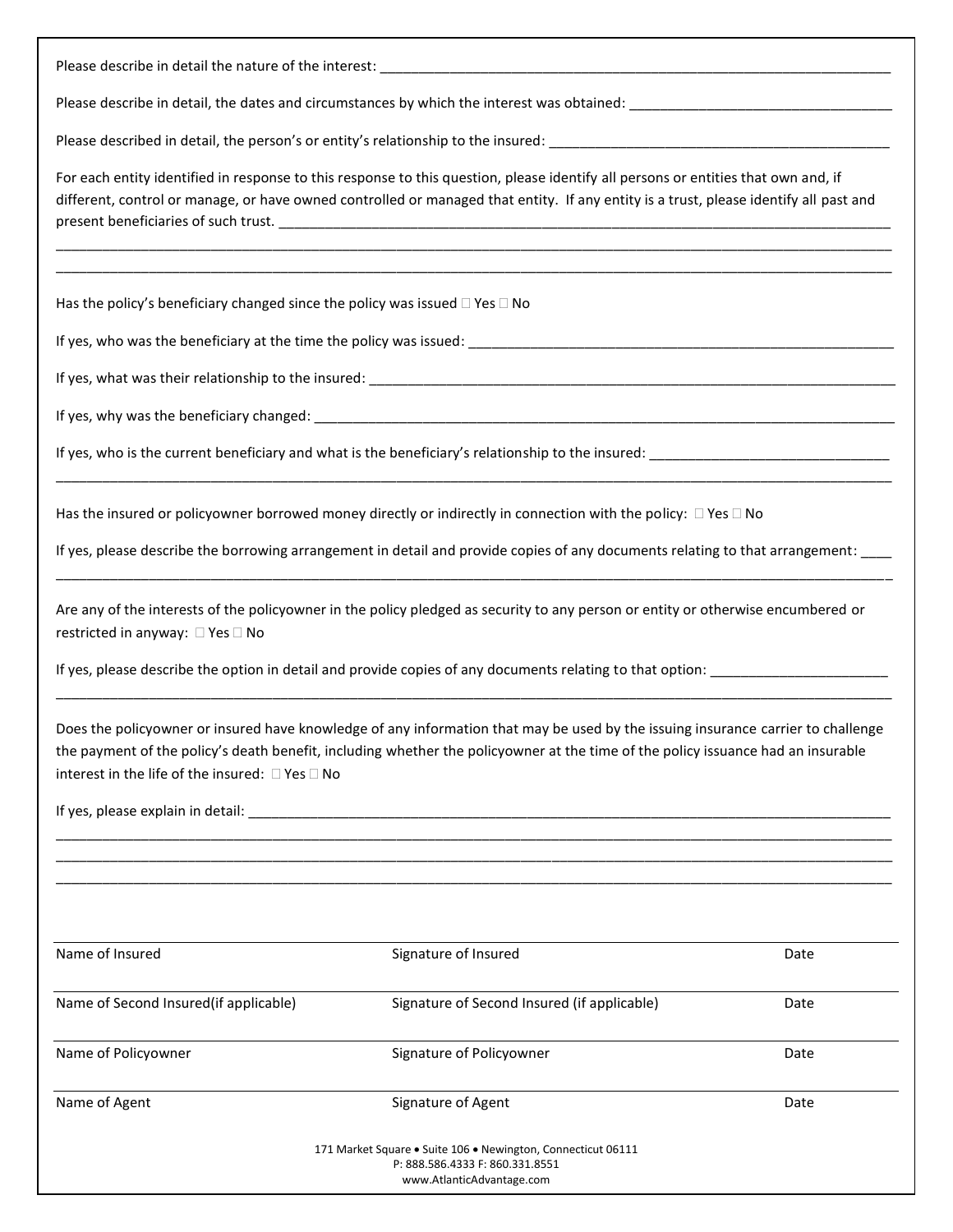Please describe in detail the nature of the interest: ____________________________________________________________________

Please describe in detail, the dates and circumstances by which the interest was obtained: ___________________________________

Please described in detail, the person's or entity's relationship to the insured: _____________________________________________

For each entity identified in response to this response to this question, please identify all persons or entities that own and, if different, control or manage, or have owned controlled or managed that entity. If any entity is a trust, please identify all past and present beneficiaries of such trust. _________________________________________________________________________________

_____________________________________________________________________________________________________________

_____________________________________________________________________________________________________________

Has the policy's beneficiary changed since the policy was issued ☐ Yes ☐ No

If yes, who was the beneficiary at the time the policy was issued: __________________________________________________________

If yes, what was their relationship to the insured: _________________________________________________________________________

If yes, why was the beneficiary changed: ________________________________________________________________________________

If yes, who is the current beneficiary and what is the beneficiary's relationship to the insured: _______________________________

_____________________________________________________________________________________________________________

Has the insured or policyowner borrowed money directly or indirectly in connection with the policy: ☐ Yes ☐ No

If yes, please describe the borrowing arrangement in detail and provide copies of any documents relating to that arrangement: ____

_____________________________________________________________________________________________________________

Are any of the interests of the policyowner in the policy pledged as security to any person or entity or otherwise encumbered or restricted in anyway: ☐ Yes ☐ No

If yes, please describe the option in detail and provide copies of any documents relating to that option: _______________________

_____________________________________________________________________________________________________________

Does the policyowner or insured have knowledge of any information that may be used by the issuing insurance carrier to challenge the payment of the policy's death benefit, including whether the policyowner at the time of the policy issuance had an insurable interest in the life of the insured: ☐ Yes ☐ No

If yes, please explain in detail: _________________________________________________________________________________________

_____________________________________________________________________________________________________________

_____________________________________________________________________________________________________________

_____________________________________________________________________________________________________________

| | | |
|---|---|---|
| Name of Insured | Signature of Insured | Date |
| Name of Second Insured(if applicable) | Signature of Second Insured (if applicable) | Date |
| Name of Policyowner | Signature of Policyowner | Date |
| Name of Agent | Signature of Agent | Date |

171 Market Square • Suite 106 • Newington, Connecticut 06111
P: 888.586.4333 F: 860.331.8551
www.AtlanticAdvantage.com